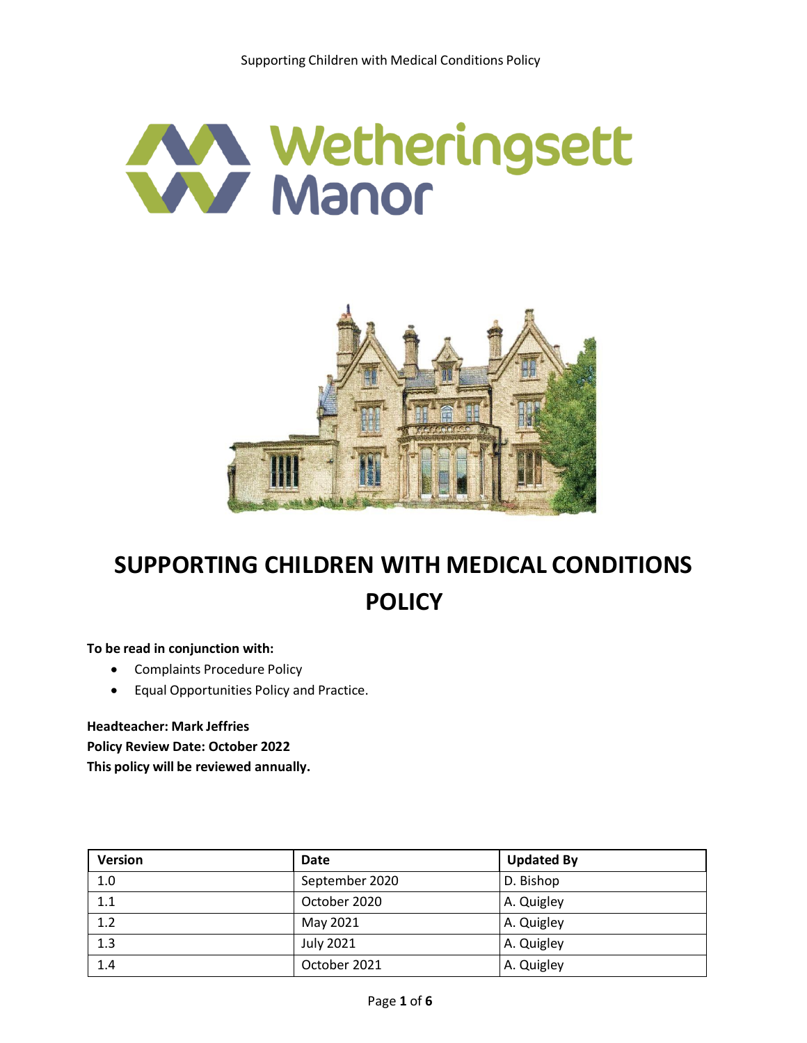# SUPPORTING CHILDREN WITH MEDICAL CONDITIONS POLICY

**To be read in conjunction with:**

- Complaints Procedure Policy
- Equal Opportunities Policy and Practice.

**Headteacher: Mark Jeffries**
**Policy Review Date: October 2022**
**This policy will be reviewed annually.**

| Version | Date | Updated By |
|---|---|---|
| 1.0 | September 2020 | D. Bishop |
| 1.1 | October 2020 | A. Quigley |
| 1.2 | May 2021 | A. Quigley |
| 1.3 | July 2021 | A. Quigley |
| 1.4 | October 2021 | A. Quigley |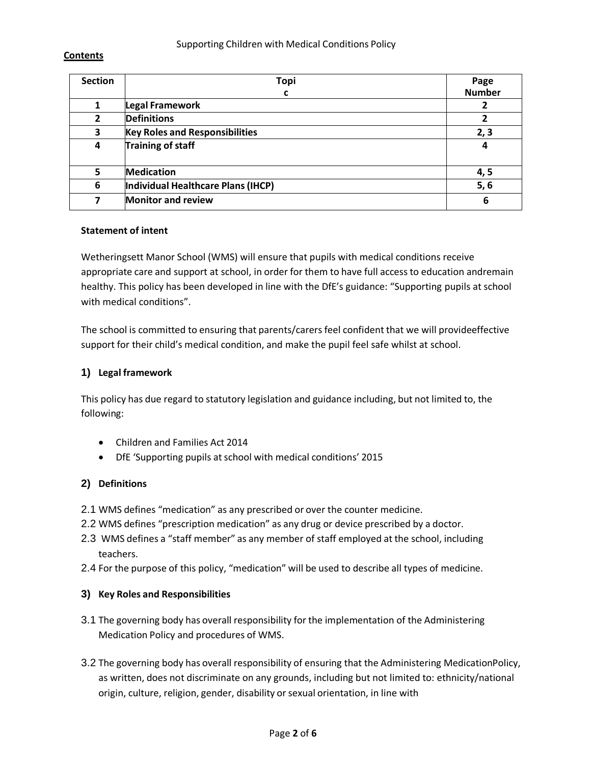Supporting Children with Medical Conditions Policy

**Contents**

| Section | Topic | Page Number |
|---|---|---|
| 1 | **Legal Framework** | 2 |
| 2 | **Definitions** | 2 |
| 3 | **Key Roles and Responsibilities** | 2, 3 |
| 4 | **Training of staff** | 4 |
| 5 | **Medication** | 4, 5 |
| 6 | **Individual Healthcare Plans (IHCP)** | 5, 6 |
| 7 | **Monitor and review** | 6 |

**Statement of intent**

Wetheringsett Manor School (WMS) will ensure that pupils with medical conditions receive appropriate care and support at school, in order for them to have full access to education andremain healthy. This policy has been developed in line with the DfE's guidance: "Supporting pupils at school with medical conditions".

The school is committed to ensuring that parents/carers feel confident that we will provideeffective support for their child's medical condition, and make the pupil feel safe whilst at school.

## 1) Legal framework

This policy has due regard to statutory legislation and guidance including, but not limited to, the following:

- Children and Families Act 2014
- DfE 'Supporting pupils at school with medical conditions' 2015

## 2) Definitions

2.1 WMS defines "medication" as any prescribed or over the counter medicine.

2.2 WMS defines "prescription medication" as any drug or device prescribed by a doctor.

2.3 WMS defines a "staff member" as any member of staff employed at the school, including teachers.

2.4 For the purpose of this policy, "medication" will be used to describe all types of medicine.

## 3) Key Roles and Responsibilities

3.1 The governing body has overall responsibility for the implementation of the Administering Medication Policy and procedures of WMS.

3.2 The governing body has overall responsibility of ensuring that the Administering MedicationPolicy, as written, does not discriminate on any grounds, including but not limited to: ethnicity/national origin, culture, religion, gender, disability or sexual orientation, in line with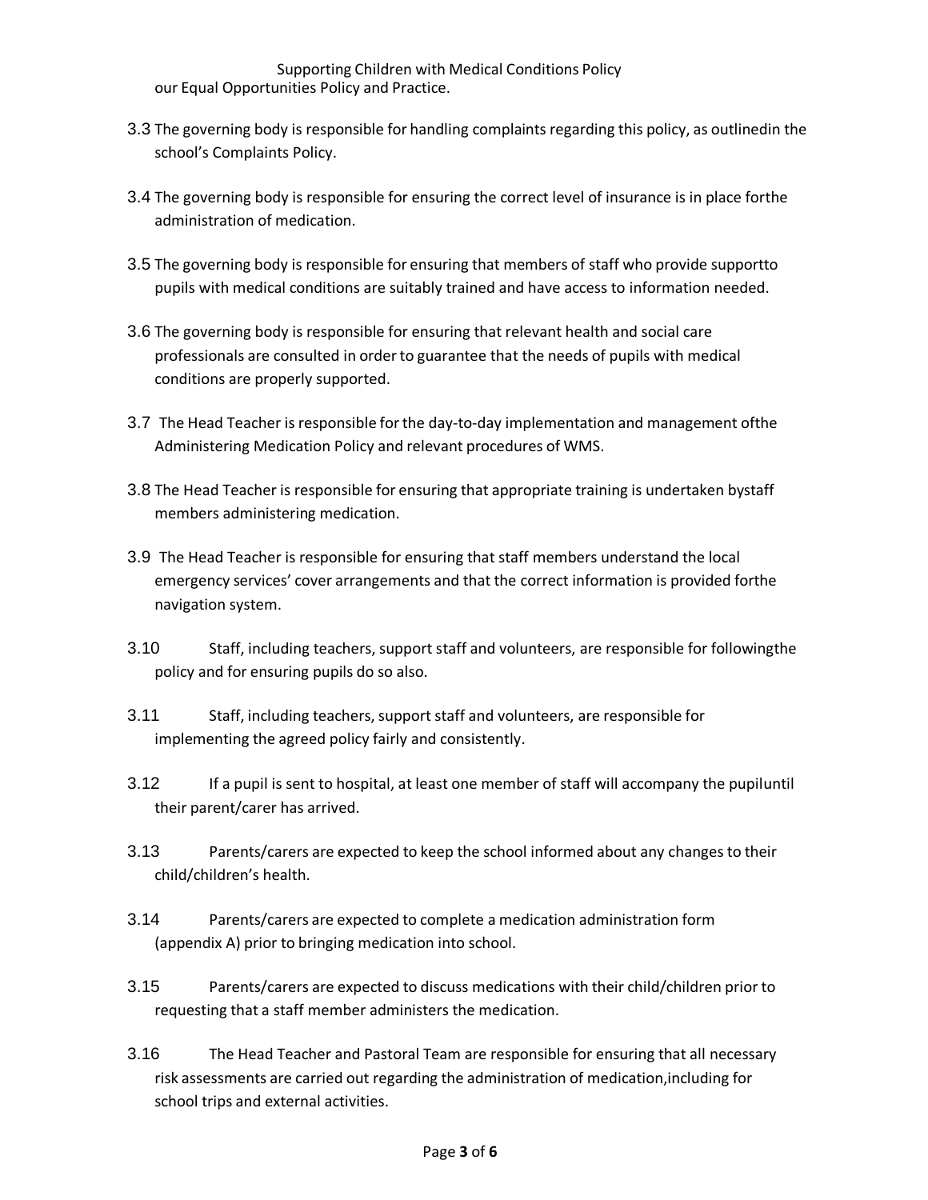our Equal Opportunities Policy and Practice.

3.3 The governing body is responsible for handling complaints regarding this policy, as outlinedin the school's Complaints Policy.

3.4 The governing body is responsible for ensuring the correct level of insurance is in place forthe administration of medication.

3.5 The governing body is responsible for ensuring that members of staff who provide supportto pupils with medical conditions are suitably trained and have access to information needed.

3.6 The governing body is responsible for ensuring that relevant health and social care professionals are consulted in order to guarantee that the needs of pupils with medical conditions are properly supported.

3.7 The Head Teacher is responsible for the day-to-day implementation and management ofthe Administering Medication Policy and relevant procedures of WMS.

3.8 The Head Teacher is responsible for ensuring that appropriate training is undertaken bystaff members administering medication.

3.9 The Head Teacher is responsible for ensuring that staff members understand the local emergency services' cover arrangements and that the correct information is provided forthe navigation system.

3.10 Staff, including teachers, support staff and volunteers, are responsible for followingthe policy and for ensuring pupils do so also.

3.11 Staff, including teachers, support staff and volunteers, are responsible for implementing the agreed policy fairly and consistently.

3.12 If a pupil is sent to hospital, at least one member of staff will accompany the pupiluntil their parent/carer has arrived.

3.13 Parents/carers are expected to keep the school informed about any changes to their child/children's health.

3.14 Parents/carers are expected to complete a medication administration form (appendix A) prior to bringing medication into school.

3.15 Parents/carers are expected to discuss medications with their child/children prior to requesting that a staff member administers the medication.

3.16 The Head Teacher and Pastoral Team are responsible for ensuring that all necessary risk assessments are carried out regarding the administration of medication,including for school trips and external activities.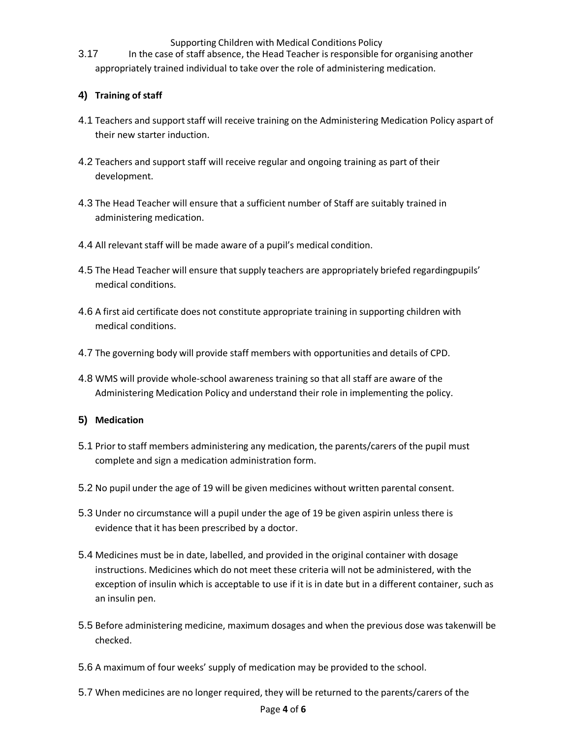3.17 In the case of staff absence, the Head Teacher is responsible for organising another appropriately trained individual to take over the role of administering medication.

## 4) Training of staff

4.1 Teachers and support staff will receive training on the Administering Medication Policy aspart of their new starter induction.

4.2 Teachers and support staff will receive regular and ongoing training as part of their development.

4.3 The Head Teacher will ensure that a sufficient number of Staff are suitably trained in administering medication.

4.4 All relevant staff will be made aware of a pupil's medical condition.

4.5 The Head Teacher will ensure that supply teachers are appropriately briefed regardingpupils' medical conditions.

4.6 A first aid certificate does not constitute appropriate training in supporting children with medical conditions.

4.7 The governing body will provide staff members with opportunities and details of CPD.

4.8 WMS will provide whole-school awareness training so that all staff are aware of the Administering Medication Policy and understand their role in implementing the policy.

## 5) Medication

5.1 Prior to staff members administering any medication, the parents/carers of the pupil must complete and sign a medication administration form.

5.2 No pupil under the age of 19 will be given medicines without written parental consent.

5.3 Under no circumstance will a pupil under the age of 19 be given aspirin unless there is evidence that it has been prescribed by a doctor.

5.4 Medicines must be in date, labelled, and provided in the original container with dosage instructions. Medicines which do not meet these criteria will not be administered, with the exception of insulin which is acceptable to use if it is in date but in a different container, such as an insulin pen.

5.5 Before administering medicine, maximum dosages and when the previous dose was takenwill be checked.

5.6 A maximum of four weeks' supply of medication may be provided to the school.

5.7 When medicines are no longer required, they will be returned to the parents/carers of the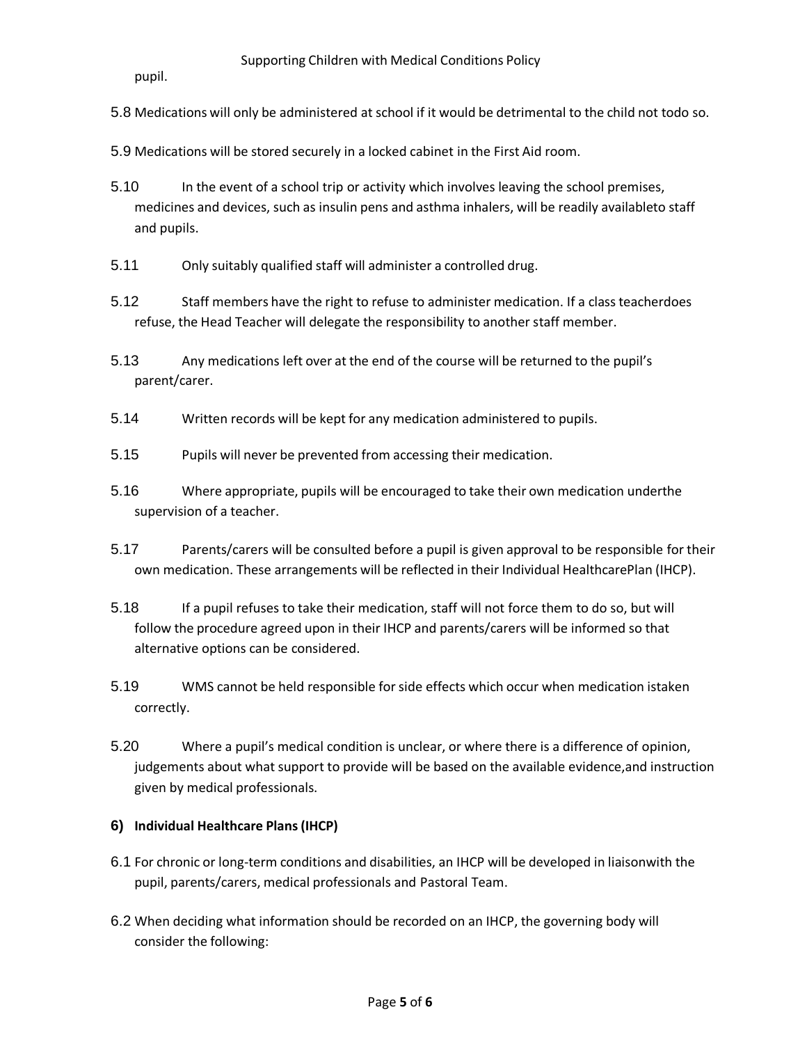pupil.

5.8 Medications will only be administered at school if it would be detrimental to the child not todo so.

5.9 Medications will be stored securely in a locked cabinet in the First Aid room.

5.10 In the event of a school trip or activity which involves leaving the school premises, medicines and devices, such as insulin pens and asthma inhalers, will be readily availableto staff and pupils.

5.11 Only suitably qualified staff will administer a controlled drug.

5.12 Staff members have the right to refuse to administer medication. If a class teacherdoes refuse, the Head Teacher will delegate the responsibility to another staff member.

5.13 Any medications left over at the end of the course will be returned to the pupil's parent/carer.

5.14 Written records will be kept for any medication administered to pupils.

5.15 Pupils will never be prevented from accessing their medication.

5.16 Where appropriate, pupils will be encouraged to take their own medication underthe supervision of a teacher.

5.17 Parents/carers will be consulted before a pupil is given approval to be responsible for their own medication. These arrangements will be reflected in their Individual HealthcarePlan (IHCP).

5.18 If a pupil refuses to take their medication, staff will not force them to do so, but will follow the procedure agreed upon in their IHCP and parents/carers will be informed so that alternative options can be considered.

5.19 WMS cannot be held responsible for side effects which occur when medication istaken correctly.

5.20 Where a pupil's medical condition is unclear, or where there is a difference of opinion, judgements about what support to provide will be based on the available evidence,and instruction given by medical professionals.

## 6) Individual Healthcare Plans (IHCP)

6.1 For chronic or long-term conditions and disabilities, an IHCP will be developed in liaisonwith the pupil, parents/carers, medical professionals and Pastoral Team.

6.2 When deciding what information should be recorded on an IHCP, the governing body will consider the following: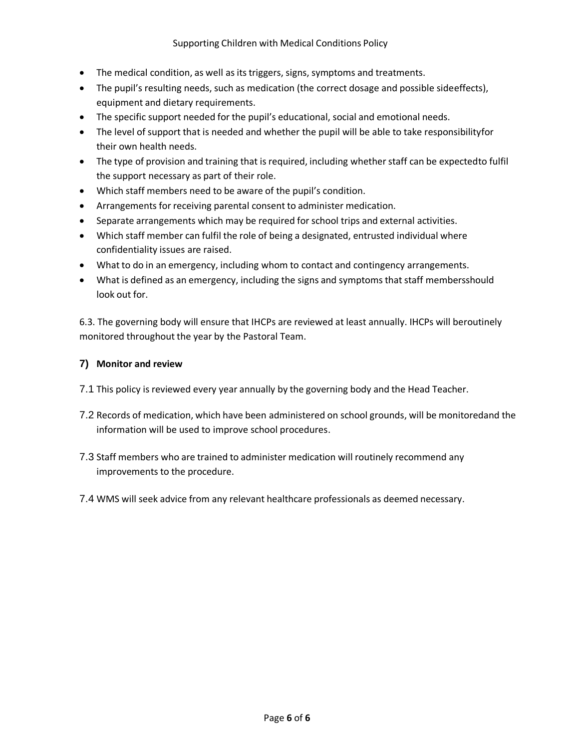- The medical condition, as well as its triggers, signs, symptoms and treatments.
- The pupil's resulting needs, such as medication (the correct dosage and possible sideeffects), equipment and dietary requirements.
- The specific support needed for the pupil's educational, social and emotional needs.
- The level of support that is needed and whether the pupil will be able to take responsibilityfor their own health needs.
- The type of provision and training that is required, including whether staff can be expectedto fulfil the support necessary as part of their role.
- Which staff members need to be aware of the pupil's condition.
- Arrangements for receiving parental consent to administer medication.
- Separate arrangements which may be required for school trips and external activities.
- Which staff member can fulfil the role of being a designated, entrusted individual where confidentiality issues are raised.
- What to do in an emergency, including whom to contact and contingency arrangements.
- What is defined as an emergency, including the signs and symptoms that staff membersshould look out for.

6.3. The governing body will ensure that IHCPs are reviewed at least annually. IHCPs will beroutinely monitored throughout the year by the Pastoral Team.

## 7) Monitor and review

7.1 This policy is reviewed every year annually by the governing body and the Head Teacher.

7.2 Records of medication, which have been administered on school grounds, will be monitoredand the information will be used to improve school procedures.

7.3 Staff members who are trained to administer medication will routinely recommend any improvements to the procedure.

7.4 WMS will seek advice from any relevant healthcare professionals as deemed necessary.